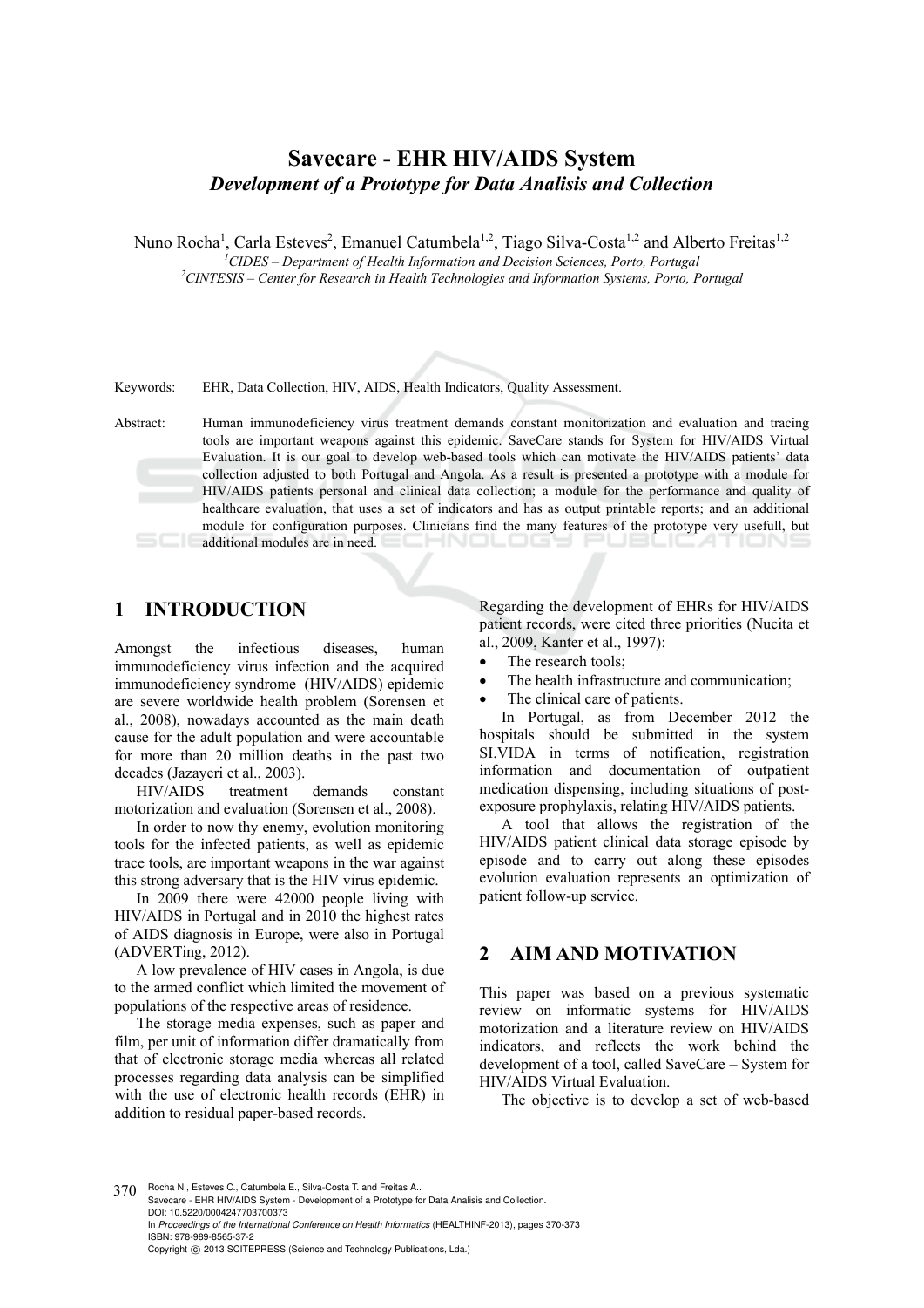# Savecare - EHR HIV/AIDS System

## *Development of a Prototype for Data Analisis and Collection*

Nuno Rocha[1], Carla Esteves[2], Emanuel Catumbela[1,2], Tiago Silva-Costa[1,2] and Alberto Freitas[1,2]

[1] *CIDES – Department of Health Information and Decision Sciences, Porto, Portugal*
[2] *CINTESIS – Center for Research in Health Technologies and Information Systems, Porto, Portugal*

Keywords: EHR, Data Collection, HIV, AIDS, Health Indicators, Quality Assessment.

Abstract: Human immunodeficiency virus treatment demands constant monitorization and evaluation and tracing tools are important weapons against this epidemic. SaveCare stands for System for HIV/AIDS Virtual Evaluation. It is our goal to develop web-based tools which can motivate the HIV/AIDS patients' data collection adjusted to both Portugal and Angola. As a result is presented a prototype with a module for HIV/AIDS patients personal and clinical data collection; a module for the performance and quality of healthcare evaluation, that uses a set of indicators and has as output printable reports; and an additional module for configuration purposes. Clinicians find the many features of the prototype very usefull, but additional modules are in need.

## 1 INTRODUCTION

Amongst the infectious diseases, human immunodeficiency virus infection and the acquired immunodeficiency syndrome (HIV/AIDS) epidemic are severe worldwide health problem (Sorensen et al., 2008), nowadays accounted as the main death cause for the adult population and were accountable for more than 20 million deaths in the past two decades (Jazayeri et al., 2003).

HIV/AIDS treatment demands constant motorization and evaluation (Sorensen et al., 2008).

In order to now thy enemy, evolution monitoring tools for the infected patients, as well as epidemic trace tools, are important weapons in the war against this strong adversary that is the HIV virus epidemic.

In 2009 there were 42000 people living with HIV/AIDS in Portugal and in 2010 the highest rates of AIDS diagnosis in Europe, were also in Portugal (ADVERTing, 2012).

A low prevalence of HIV cases in Angola, is due to the armed conflict which limited the movement of populations of the respective areas of residence.

The storage media expenses, such as paper and film, per unit of information differ dramatically from that of electronic storage media whereas all related processes regarding data analysis can be simplified with the use of electronic health records (EHR) in addition to residual paper-based records.

Regarding the development of EHRs for HIV/AIDS patient records, were cited three priorities (Nucita et al., 2009, Kanter et al., 1997):

- The research tools;
- The health infrastructure and communication;
- The clinical care of patients.

In Portugal, as from December 2012 the hospitals should be submitted in the system SI.VIDA in terms of notification, registration information and documentation of outpatient medication dispensing, including situations of post-exposure prophylaxis, relating HIV/AIDS patients.

A tool that allows the registration of the HIV/AIDS patient clinical data storage episode by episode and to carry out along these episodes evolution evaluation represents an optimization of patient follow-up service.

## 2 AIM AND MOTIVATION

This paper was based on a previous systematic review on informatic systems for HIV/AIDS motorization and a literature review on HIV/AIDS indicators, and reflects the work behind the development of a tool, called SaveCare – System for HIV/AIDS Virtual Evaluation.

The objective is to develop a set of web-based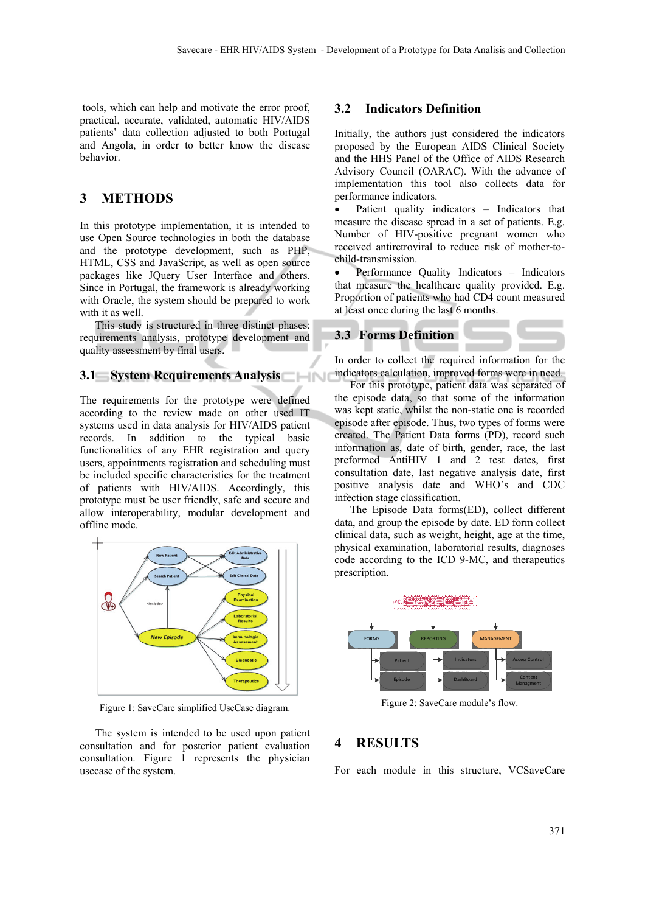tools, which can help and motivate the error proof, practical, accurate, validated, automatic HIV/AIDS patients' data collection adjusted to both Portugal and Angola, in order to better know the disease behavior.

# 3 METHODS

In this prototype implementation, it is intended to use Open Source technologies in both the database and the prototype development, such as PHP, HTML, CSS and JavaScript, as well as open source packages like JQuery User Interface and others. Since in Portugal, the framework is already working with Oracle, the system should be prepared to work with it as well.

This study is structured in three distinct phases: requirements analysis, prototype development and quality assessment by final users.

## 3.1 System Requirements Analysis

The requirements for the prototype were defined according to the review made on other used IT systems used in data analysis for HIV/AIDS patient records. In addition to the typical basic functionalities of any EHR registration and query users, appointments registration and scheduling must be included specific characteristics for the treatment of patients with HIV/AIDS. Accordingly, this prototype must be user friendly, safe and secure and allow interoperability, modular development and offline mode.

Figure 1: SaveCare simplified UseCase diagram.

The system is intended to be used upon patient consultation and for posterior patient evaluation consultation. Figure 1 represents the physician usecase of the system.

## 3.2 Indicators Definition

Initially, the authors just considered the indicators proposed by the European AIDS Clinical Society and the HHS Panel of the Office of AIDS Research Advisory Council (OARAC). With the advance of implementation this tool also collects data for performance indicators.

- Patient quality indicators – Indicators that measure the disease spread in a set of patients. E.g. Number of HIV-positive pregnant women who received antiretroviral to reduce risk of mother-to-child-transmission.
- Performance Quality Indicators – Indicators that measure the healthcare quality provided. E.g. Proportion of patients who had CD4 count measured at least once during the last 6 months.

## 3.3 Forms Definition

In order to collect the required information for the indicators calculation, improved forms were in need.

For this prototype, patient data was separated of the episode data, so that some of the information was kept static, whilst the non-static one is recorded episode after episode. Thus, two types of forms were created. The Patient Data forms (PD), record such information as, date of birth, gender, race, the last preformed AntiHIV 1 and 2 test dates, first consultation date, last negative analysis date, first positive analysis date and WHO's and CDC infection stage classification.

The Episode Data forms(ED), collect different data, and group the episode by date. ED form collect clinical data, such as weight, height, age at the time, physical examination, laboratorial results, diagnoses code according to the ICD 9-MC, and therapeutics prescription.

Figure 2: SaveCare module's flow.

# 4 RESULTS

For each module in this structure, VCSaveCare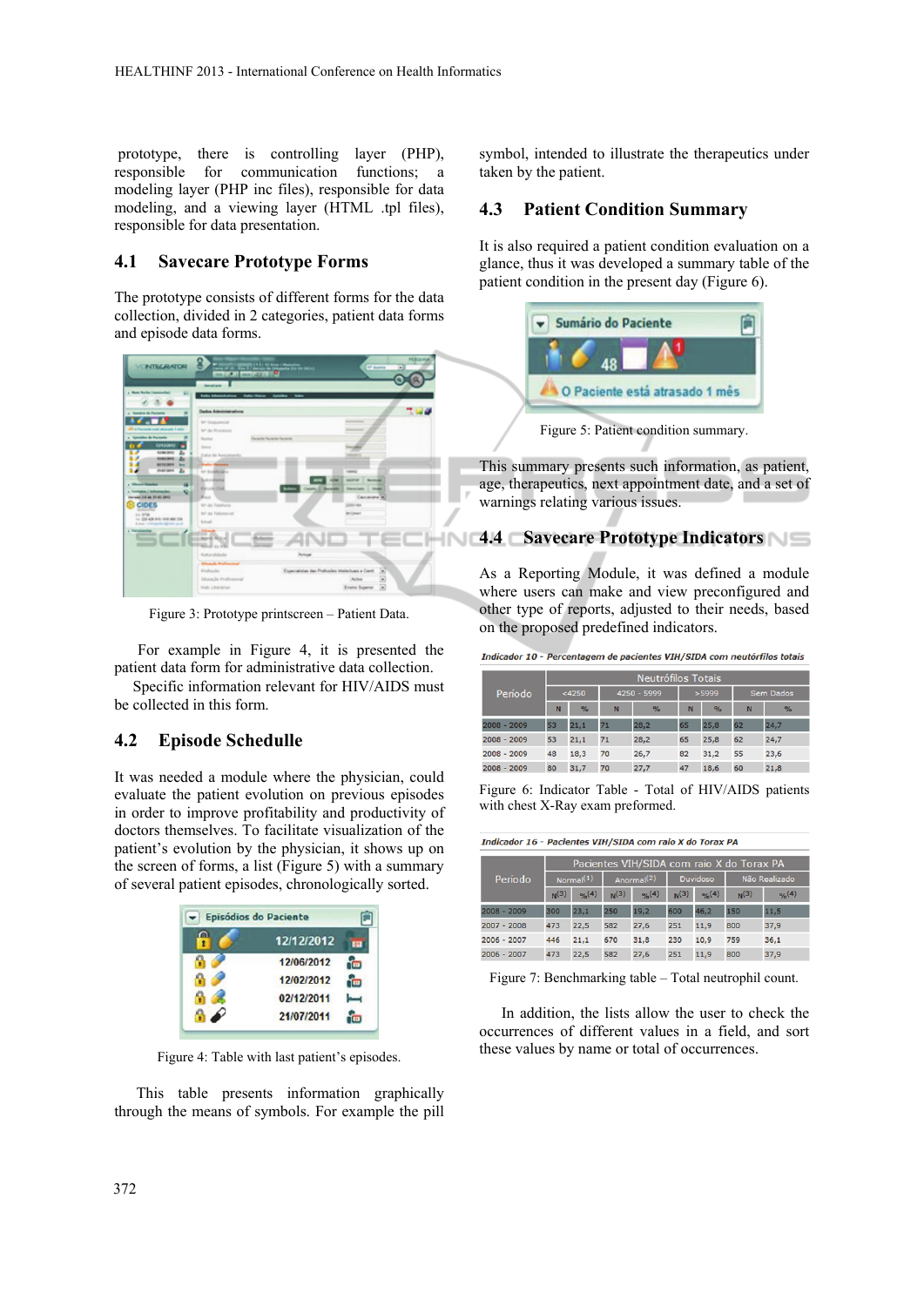prototype, there is controlling layer (PHP), responsible for communication functions; a modeling layer (PHP inc files), responsible for data modeling, and a viewing layer (HTML .tpl files), responsible for data presentation.

## 4.1 Savecare Prototype Forms

The prototype consists of different forms for the data collection, divided in 2 categories, patient data forms and episode data forms.

Figure 3: Prototype printscreen – Patient Data.

For example in Figure 4, it is presented the patient data form for administrative data collection.

Specific information relevant for HIV/AIDS must be collected in this form.

## 4.2 Episode Schedulle

It was needed a module where the physician, could evaluate the patient evolution on previous episodes in order to improve profitability and productivity of doctors themselves. To facilitate visualization of the patient's evolution by the physician, it shows up on the screen of forms, a list (Figure 5) with a summary of several patient episodes, chronologically sorted.

| Episódios do Paciente |
|---|
| 12/12/2012 |
| 12/06/2012 |
| 12/02/2012 |
| 02/12/2011 |
| 21/07/2011 |

Figure 4: Table with last patient's episodes.

This table presents information graphically through the means of symbols. For example the pill symbol, intended to illustrate the therapeutics under taken by the patient.

## 4.3 Patient Condition Summary

It is also required a patient condition evaluation on a glance, thus it was developed a summary table of the patient condition in the present day (Figure 6).

Sumário do Paciente

48

O Paciente está atrasado 1 mês

Figure 5: Patient condition summary.

This summary presents such information, as patient, age, therapeutics, next appointment date, and a set of warnings relating various issues.

## 4.4 Savecare Prototype Indicators

As a Reporting Module, it was defined a module where users can make and view preconfigured and other type of reports, adjusted to their needs, based on the proposed predefined indicators.

*Indicador 10 - Percentagem de pacientes VIH/SIDA com neutórfilos totais*

| Período | Neutrófilos Totais | | | | | | | |
|---|---|---|---|---|---|---|---|---|
| | <4250 | | 4250 - 5999 | | >5999 | | Sem Dados | |
| | N | % | N | % | N | % | N | % |
| 2008 - 2009 | 53 | 21,1 | 71 | 28,2 | 65 | 25,8 | 62 | 24,7 |
| 2008 - 2009 | 53 | 21,1 | 71 | 28,2 | 65 | 25,8 | 62 | 24,7 |
| 2008 - 2009 | 48 | 18,3 | 70 | 26,7 | 82 | 31,2 | 55 | 23,6 |
| 2008 - 2009 | 80 | 31,7 | 70 | 27,7 | 47 | 18,6 | 60 | 21,8 |

Figure 6: Indicator Table - Total of HIV/AIDS patients with chest X-Ray exam preformed.

*Indicador 16 - Pacientes VIH/SIDA com raio X do Torax PA*

| Período | Pacientes VIH/SIDA com raio X do Torax PA | | | | | | | |
|---|---|---|---|---|---|---|---|---|
| | Normal(1) | | Anormal(2) | | Duvidoso | | Não Realizado | |
| | N(3) | %(4) | N(3) | %(4) | N(3) | %(4) | N(3) | %(4) |
| 2008 - 2009 | 300 | 23,1 | 250 | 19,2 | 600 | 46,2 | 150 | 11,5 |
| 2007 - 2008 | 473 | 22,5 | 582 | 27,6 | 251 | 11,9 | 800 | 37,9 |
| 2006 - 2007 | 446 | 21,1 | 670 | 31,8 | 230 | 10,9 | 759 | 36,1 |
| 2006 - 2007 | 473 | 22,5 | 582 | 27,6 | 251 | 11,9 | 800 | 37,9 |

Figure 7: Benchmarking table – Total neutrophil count.

In addition, the lists allow the user to check the occurrences of different values in a field, and sort these values by name or total of occurrences.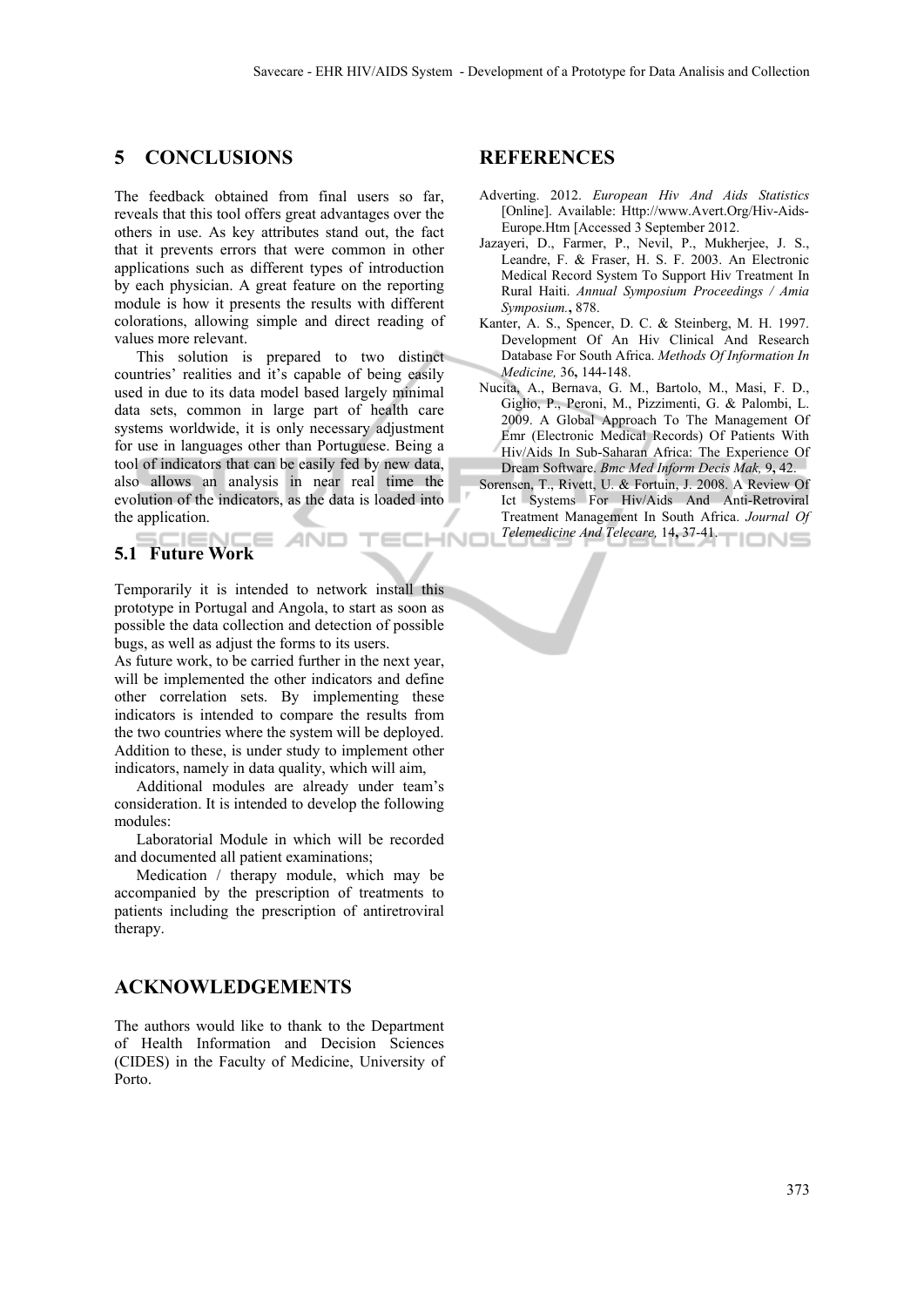## 5 CONCLUSIONS

The feedback obtained from final users so far, reveals that this tool offers great advantages over the others in use. As key attributes stand out, the fact that it prevents errors that were common in other applications such as different types of introduction by each physician. A great feature on the reporting module is how it presents the results with different colorations, allowing simple and direct reading of values more relevant.

This solution is prepared to two distinct countries' realities and it's capable of being easily used in due to its data model based largely minimal data sets, common in large part of health care systems worldwide, it is only necessary adjustment for use in languages other than Portuguese. Being a tool of indicators that can be easily fed by new data, also allows an analysis in near real time the evolution of the indicators, as the data is loaded into the application.

### 5.1 Future Work

Temporarily it is intended to network install this prototype in Portugal and Angola, to start as soon as possible the data collection and detection of possible bugs, as well as adjust the forms to its users.

As future work, to be carried further in the next year, will be implemented the other indicators and define other correlation sets. By implementing these indicators is intended to compare the results from the two countries where the system will be deployed. Addition to these, is under study to implement other indicators, namely in data quality, which will aim,

Additional modules are already under team's consideration. It is intended to develop the following modules:

Laboratorial Module in which will be recorded and documented all patient examinations;

Medication / therapy module, which may be accompanied by the prescription of treatments to patients including the prescription of antiretroviral therapy.

## ACKNOWLEDGEMENTS

The authors would like to thank to the Department of Health Information and Decision Sciences (CIDES) in the Faculty of Medicine, University of Porto.

## REFERENCES

Adverting. 2012. *European Hiv And Aids Statistics* [Online]. Available: Http://www.Avert.Org/Hiv-Aids-Europe.Htm [Accessed 3 September 2012.

Jazayeri, D., Farmer, P., Nevil, P., Mukherjee, J. S., Leandre, F. & Fraser, H. S. F. 2003. An Electronic Medical Record System To Support Hiv Treatment In Rural Haiti. *Annual Symposium Proceedings / Amia Symposium.*, 878.

Kanter, A. S., Spencer, D. C. & Steinberg, M. H. 1997. Development Of An Hiv Clinical And Research Database For South Africa. *Methods Of Information In Medicine,* 36**,** 144-148.

Nucita, A., Bernava, G. M., Bartolo, M., Masi, F. D., Giglio, P., Peroni, M., Pizzimenti, G. & Palombi, L. 2009. A Global Approach To The Management Of Emr (Electronic Medical Records) Of Patients With Hiv/Aids In Sub-Saharan Africa: The Experience Of Dream Software. *Bmc Med Inform Decis Mak,* 9**,** 42.

Sorensen, T., Rivett, U. & Fortuin, J. 2008. A Review Of Ict Systems For Hiv/Aids And Anti-Retroviral Treatment Management In South Africa. *Journal Of Telemedicine And Telecare,* 14**,** 37-41.